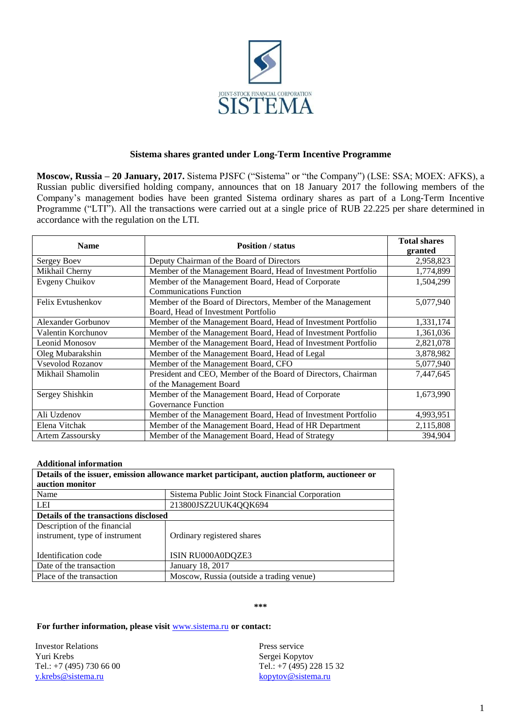JOINT-STOCK FINANCIAL CORPORATION
SISTEMA

## Sistema shares granted under Long-Term Incentive Programme

**Moscow, Russia – 20 January, 2017.** Sistema PJSFC ("Sistema" or "the Company") (LSE: SSA; MOEX: AFKS), a Russian public diversified holding company, announces that on 18 January 2017 the following members of the Company's management bodies have been granted Sistema ordinary shares as part of a Long-Term Incentive Programme ("LTI"). All the transactions were carried out at a single price of RUB 22.225 per share determined in accordance with the regulation on the LTI.

| Name | Position / status | Total shares granted |
|---|---|---|
| Sergey Boev | Deputy Chairman of the Board of Directors | 2,958,823 |
| Mikhail Cherny | Member of the Management Board, Head of Investment Portfolio | 1,774,899 |
| Evgeny Chuikov | Member of the Management Board, Head of Corporate Communications Function | 1,504,299 |
| Felix Evtushenkov | Member of the Board of Directors, Member of the Management Board, Head of Investment Portfolio | 5,077,940 |
| Alexander Gorbunov | Member of the Management Board, Head of Investment Portfolio | 1,331,174 |
| Valentin Korchunov | Member of the Management Board, Head of Investment Portfolio | 1,361,036 |
| Leonid Monosov | Member of the Management Board, Head of Investment Portfolio | 2,821,078 |
| Oleg Mubarakshin | Member of the Management Board, Head of Legal | 3,878,982 |
| Vsevolod Rozanov | Member of the Management Board, CFO | 5,077,940 |
| Mikhail Shamolin | President and CEO, Member of the Board of Directors, Chairman of the Management Board | 7,447,645 |
| Sergey Shishkin | Member of the Management Board, Head of Corporate Governance Function | 1,673,990 |
| Ali Uzdenov | Member of the Management Board, Head of Investment Portfolio | 4,993,951 |
| Elena Vitchak | Member of the Management Board, Head of HR Department | 2,115,808 |
| Artem Zassoursky | Member of the Management Board, Head of Strategy | 394,904 |

**Additional information**

| **Details of the issuer, emission allowance market participant, auction platform, auctioneer or auction monitor** | |
|---|---|
| Name | Sistema Public Joint Stock Financial Corporation |
| LEI | 213800JSZ2UUK4QQK694 |
| **Details of the transactions disclosed** | |
| Description of the financial instrument, type of instrument<br><br>Identification code | Ordinary registered shares<br><br>ISIN RU000A0DQZE3 |
| Date of the transaction | January 18, 2017 |
| Place of the transaction | Moscow, Russia (outside a trading venue) |

\*\*\*

**For further information, please visit www.sistema.ru or contact:**

Investor Relations
Yuri Krebs
Tel.: +7 (495) 730 66 00
y.krebs@sistema.ru

Press service
Sergei Kopytov
Tel.: +7 (495) 228 15 32
kopytov@sistema.ru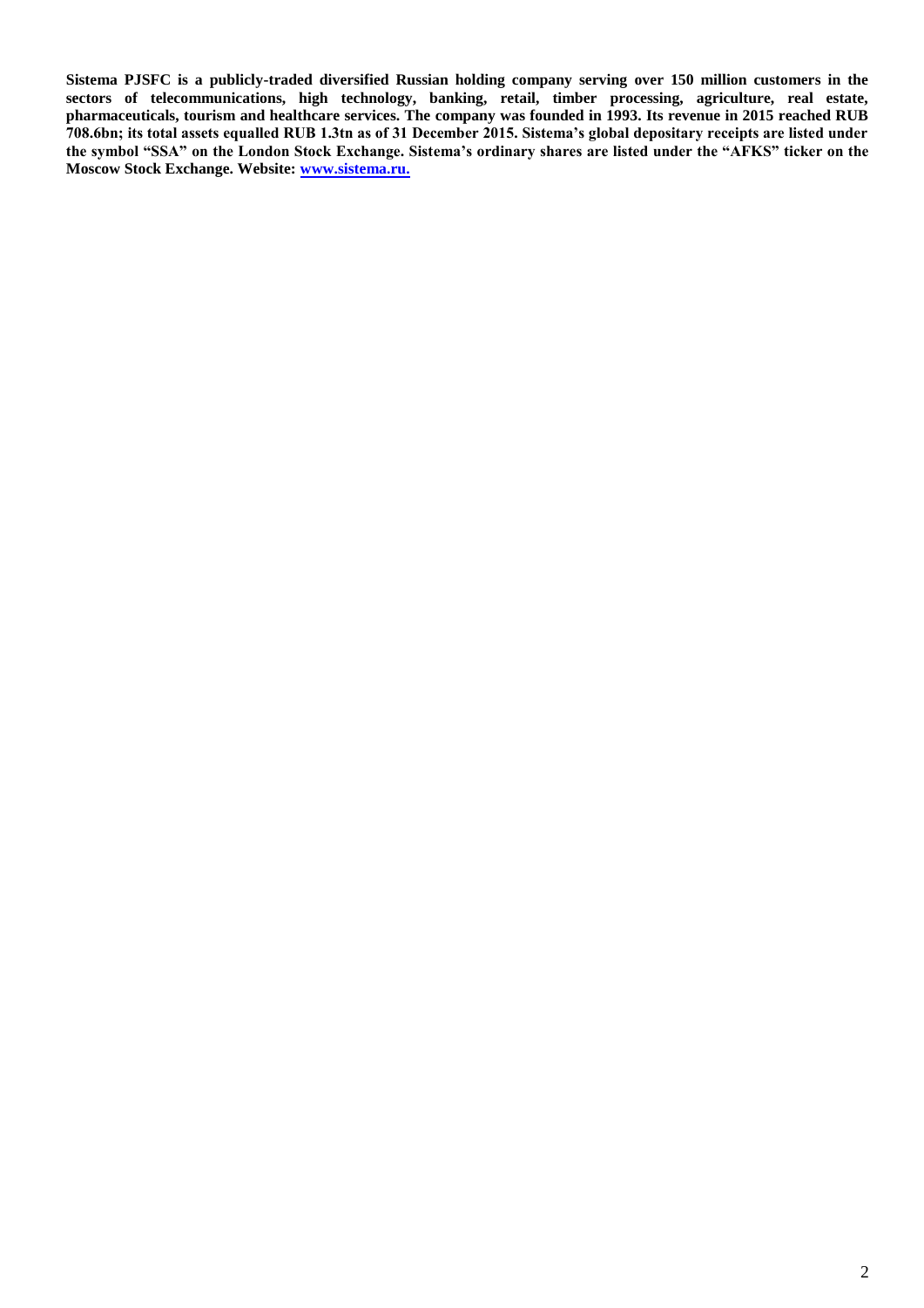**Sistema PJSFC is a publicly-traded diversified Russian holding company serving over 150 million customers in the sectors of telecommunications, high technology, banking, retail, timber processing, agriculture, real estate, pharmaceuticals, tourism and healthcare services. The company was founded in 1993. Its revenue in 2015 reached RUB 708.6bn; its total assets equalled RUB 1.3tn as of 31 December 2015. Sistema's global depositary receipts are listed under the symbol "SSA" on the London Stock Exchange. Sistema's ordinary shares are listed under the "AFKS" ticker on the Moscow Stock Exchange. Website: [www.sistema.ru.](http://www.sistema.ru)**